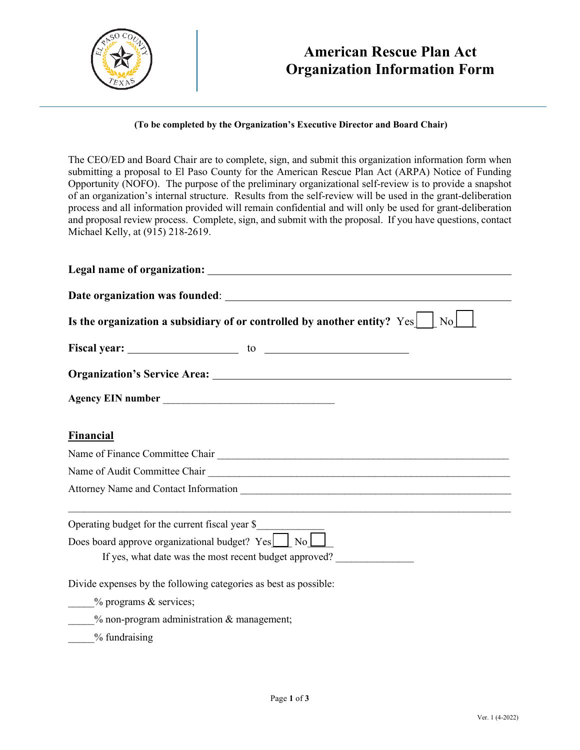# American Rescue Plan Act Organization Information Form

**(To be completed by the Organization's Executive Director and Board Chair)**

The CEO/ED and Board Chair are to complete, sign, and submit this organization information form when submitting a proposal to El Paso County for the American Rescue Plan Act (ARPA) Notice of Funding Opportunity (NOFO). The purpose of the preliminary organizational self-review is to provide a snapshot of an organization's internal structure. Results from the self-review will be used in the grant-deliberation process and all information provided will remain confidential and will only be used for grant-deliberation and proposal review process. Complete, sign, and submit with the proposal. If you have questions, contact Michael Kelly, at (915) 218-2619.

**Legal name of organization:** ______________________________

**Date organization was founded**: ______________________________

**Is the organization a subsidiary of or controlled by another entity?** Yes ☐ No ☐

**Fiscal year:** ______________ to ______________

**Organization's Service Area:** ______________________________

**Agency EIN number** ______________________________

## Financial

Name of Finance Committee Chair ______________________________

Name of Audit Committee Chair ______________________________

Attorney Name and Contact Information ______________________________

______________________________

Operating budget for the current fiscal year $____________

Does board approve organizational budget? Yes ☐ No ☐

If yes, what date was the most recent budget approved? ______________

Divide expenses by the following categories as best as possible:

_____% programs & services;

_____% non-program administration & management;

_____% fundraising

Ver. 1 (4-2022)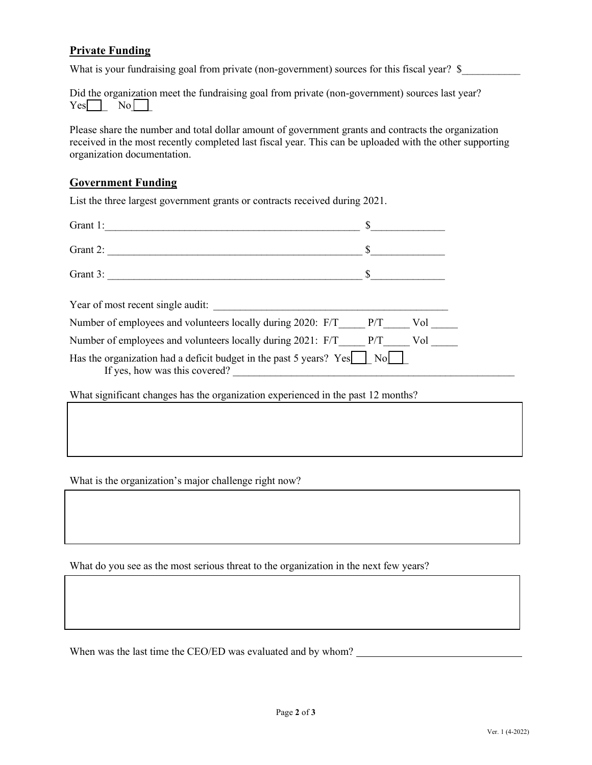## Private Funding

What is your fundraising goal from private (non-government) sources for this fiscal year? $___________

Did the organization meet the fundraising goal from private (non-government) sources last year?
Yes☐ No☐

Please share the number and total dollar amount of government grants and contracts the organization received in the most recently completed last fiscal year. This can be uploaded with the other supporting organization documentation.

## Government Funding

List the three largest government grants or contracts received during 2021.

Grant 1:__________________________________________________ $______________

Grant 2: __________________________________________________ $______________

Grant 3: __________________________________________________ $______________

Year of most recent single audit: ______________________________________________

Number of employees and volunteers locally during 2020: F/T_____ P/T_____ Vol _____

Number of employees and volunteers locally during 2021: F/T_____ P/T_____ Vol _____

Has the organization had a deficit budget in the past 5 years? Yes☐ No☐
If yes, how was this covered? _______________________________________________________

What significant changes has the organization experienced in the past 12 months?

What is the organization's major challenge right now?

What do you see as the most serious threat to the organization in the next few years?

When was the last time the CEO/ED was evaluated and by whom? ________________________________

Ver. 1 (4-2022)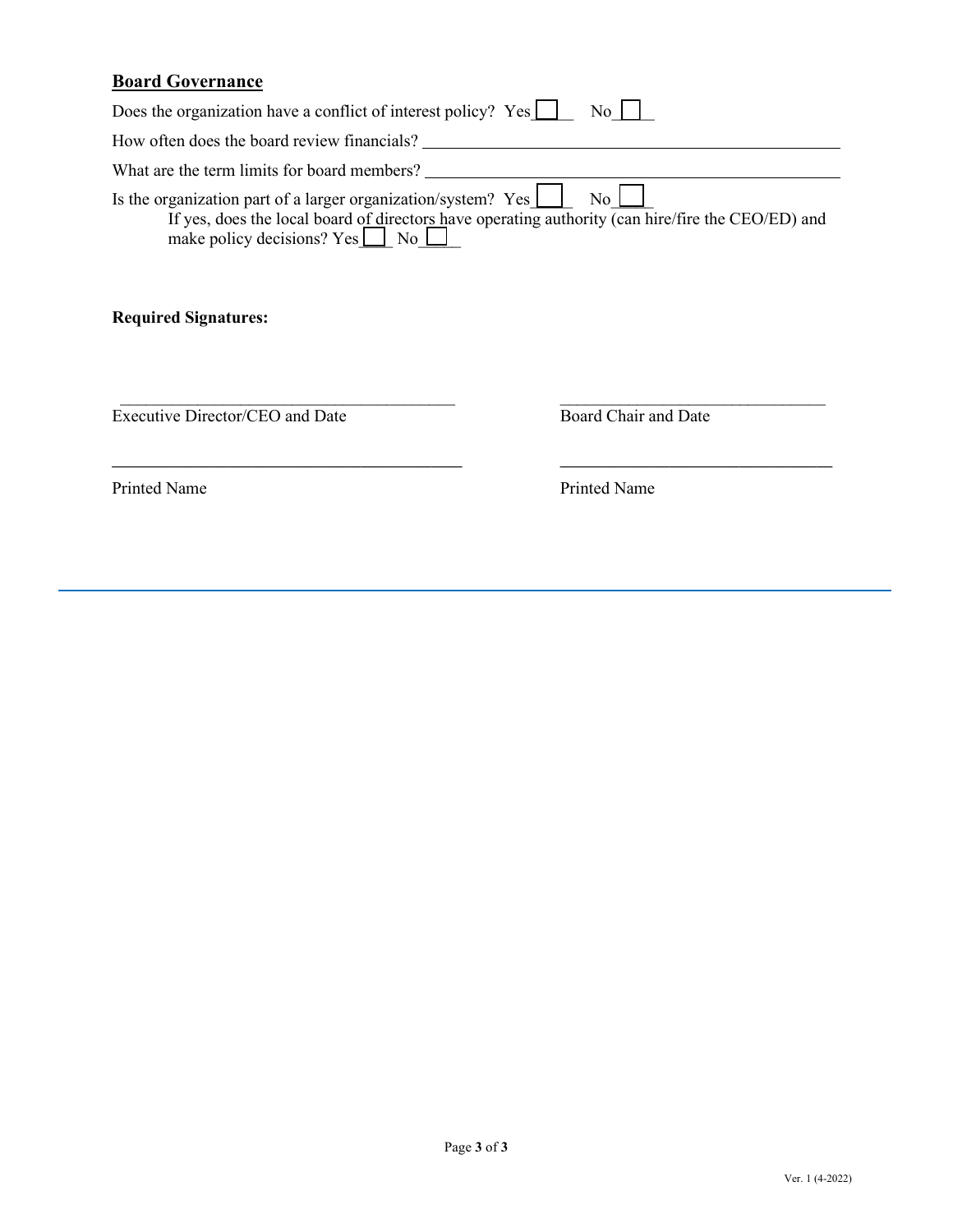## Board Governance

Does the organization have a conflict of interest policy? Yes ☐ No ☐

How often does the board review financials? ______________________________

What are the term limits for board members? ______________________________

Is the organization part of a larger organization/system? Yes ☐ No ☐

If yes, does the local board of directors have operating authority (can hire/fire the CEO/ED) and make policy decisions? Yes ☐ No ☐

**Required Signatures:**

| | |
|---|---|
| ______________________________ | ______________________________ |
| Executive Director/CEO and Date | Board Chair and Date |
| ______________________________ | ______________________________ |
| Printed Name | Printed Name |

Ver. 1 (4-2022)